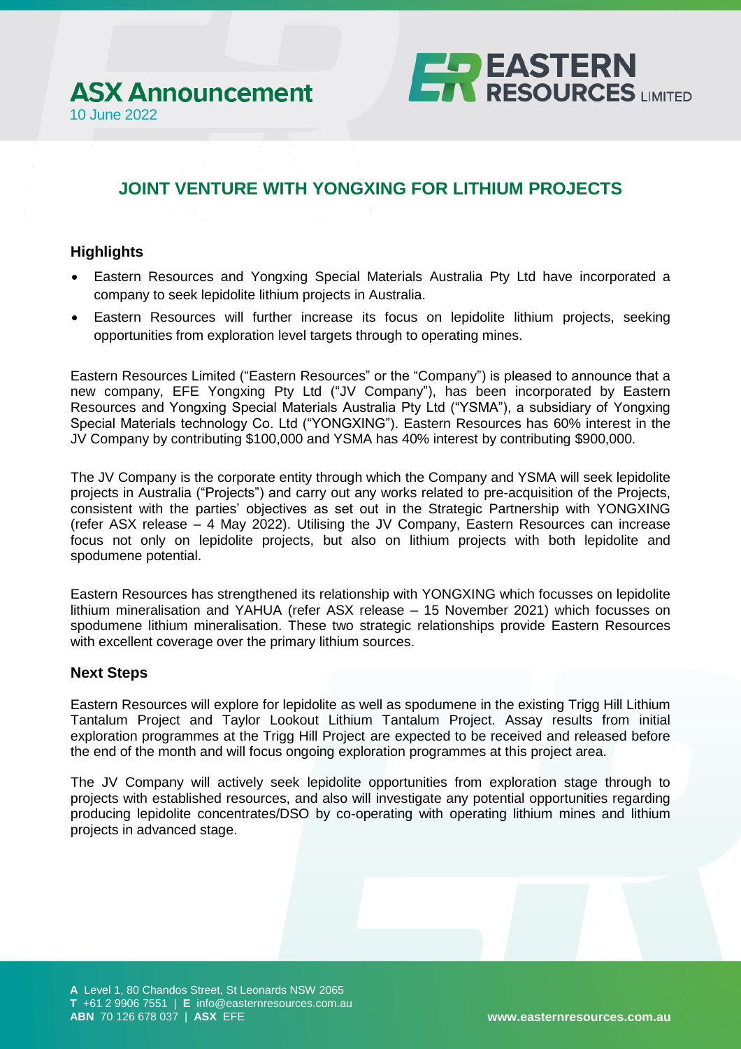# ASX Announcement

10 June 2022

EASTERN RESOURCES LIMITED

## JOINT VENTURE WITH YONGXING FOR LITHIUM PROJECTS

### Highlights

- Eastern Resources and Yongxing Special Materials Australia Pty Ltd have incorporated a company to seek lepidolite lithium projects in Australia.
- Eastern Resources will further increase its focus on lepidolite lithium projects, seeking opportunities from exploration level targets through to operating mines.

Eastern Resources Limited ("Eastern Resources" or the "Company") is pleased to announce that a new company, EFE Yongxing Pty Ltd ("JV Company"), has been incorporated by Eastern Resources and Yongxing Special Materials Australia Pty Ltd ("YSMA"), a subsidiary of Yongxing Special Materials technology Co. Ltd ("YONGXING"). Eastern Resources has 60% interest in the JV Company by contributing $100,000 and YSMA has 40% interest by contributing $900,000.

The JV Company is the corporate entity through which the Company and YSMA will seek lepidolite projects in Australia ("Projects") and carry out any works related to pre-acquisition of the Projects, consistent with the parties' objectives as set out in the Strategic Partnership with YONGXING (refer ASX release – 4 May 2022). Utilising the JV Company, Eastern Resources can increase focus not only on lepidolite projects, but also on lithium projects with both lepidolite and spodumene potential.

Eastern Resources has strengthened its relationship with YONGXING which focusses on lepidolite lithium mineralisation and YAHUA (refer ASX release – 15 November 2021) which focusses on spodumene lithium mineralisation. These two strategic relationships provide Eastern Resources with excellent coverage over the primary lithium sources.

### Next Steps

Eastern Resources will explore for lepidolite as well as spodumene in the existing Trigg Hill Lithium Tantalum Project and Taylor Lookout Lithium Tantalum Project. Assay results from initial exploration programmes at the Trigg Hill Project are expected to be received and released before the end of the month and will focus ongoing exploration programmes at this project area.

The JV Company will actively seek lepidolite opportunities from exploration stage through to projects with established resources, and also will investigate any potential opportunities regarding producing lepidolite concentrates/DSO by co-operating with operating lithium mines and lithium projects in advanced stage.

**A** Level 1, 80 Chandos Street, St Leonards NSW 2065
**T** +61 2 9906 7551 | **E** info@easternresources.com.au
**ABN** 70 126 678 037 | **ASX** EFE

www.easternresources.com.au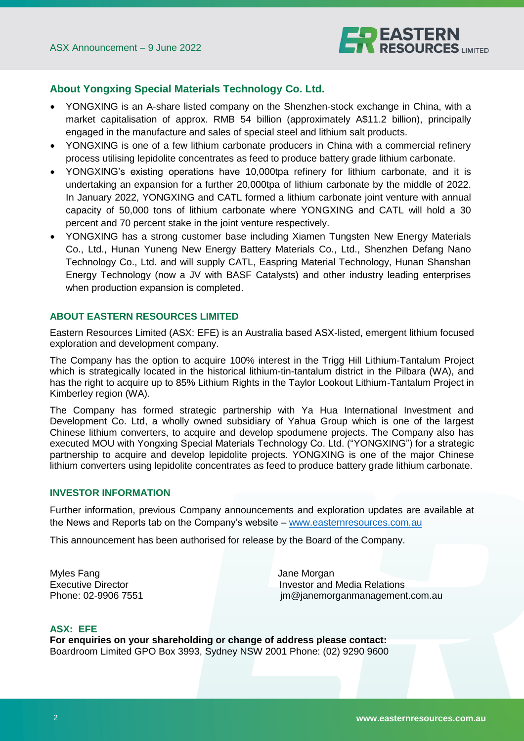## About Yongxing Special Materials Technology Co. Ltd.

- YONGXING is an A-share listed company on the Shenzhen-stock exchange in China, with a market capitalisation of approx. RMB 54 billion (approximately A$11.2 billion), principally engaged in the manufacture and sales of special steel and lithium salt products.
- YONGXING is one of a few lithium carbonate producers in China with a commercial refinery process utilising lepidolite concentrates as feed to produce battery grade lithium carbonate.
- YONGXING's existing operations have 10,000tpa refinery for lithium carbonate, and it is undertaking an expansion for a further 20,000tpa of lithium carbonate by the middle of 2022. In January 2022, YONGXING and CATL formed a lithium carbonate joint venture with annual capacity of 50,000 tons of lithium carbonate where YONGXING and CATL will hold a 30 percent and 70 percent stake in the joint venture respectively.
- YONGXING has a strong customer base including Xiamen Tungsten New Energy Materials Co., Ltd., Hunan Yuneng New Energy Battery Materials Co., Ltd., Shenzhen Defang Nano Technology Co., Ltd. and will supply CATL, Easpring Material Technology, Hunan Shanshan Energy Technology (now a JV with BASF Catalysts) and other industry leading enterprises when production expansion is completed.

### ABOUT EASTERN RESOURCES LIMITED

Eastern Resources Limited (ASX: EFE) is an Australia based ASX-listed, emergent lithium focused exploration and development company.

The Company has the option to acquire 100% interest in the Trigg Hill Lithium-Tantalum Project which is strategically located in the historical lithium-tin-tantalum district in the Pilbara (WA), and has the right to acquire up to 85% Lithium Rights in the Taylor Lookout Lithium-Tantalum Project in Kimberley region (WA).

The Company has formed strategic partnership with Ya Hua International Investment and Development Co. Ltd, a wholly owned subsidiary of Yahua Group which is one of the largest Chinese lithium converters, to acquire and develop spodumene projects. The Company also has executed MOU with Yongxing Special Materials Technology Co. Ltd. ("YONGXING") for a strategic partnership to acquire and develop lepidolite projects. YONGXING is one of the major Chinese lithium converters using lepidolite concentrates as feed to produce battery grade lithium carbonate.

### INVESTOR INFORMATION

Further information, previous Company announcements and exploration updates are available at the News and Reports tab on the Company's website – www.easternresources.com.au

This announcement has been authorised for release by the Board of the Company.

Myles Fang
Executive Director
Phone: 02-9906 7551

Jane Morgan
Investor and Media Relations
jm@janemorganmanagement.com.au

**ASX: EFE**
**For enquiries on your shareholding or change of address please contact:**
Boardroom Limited GPO Box 3993, Sydney NSW 2001 Phone: (02) 9290 9600